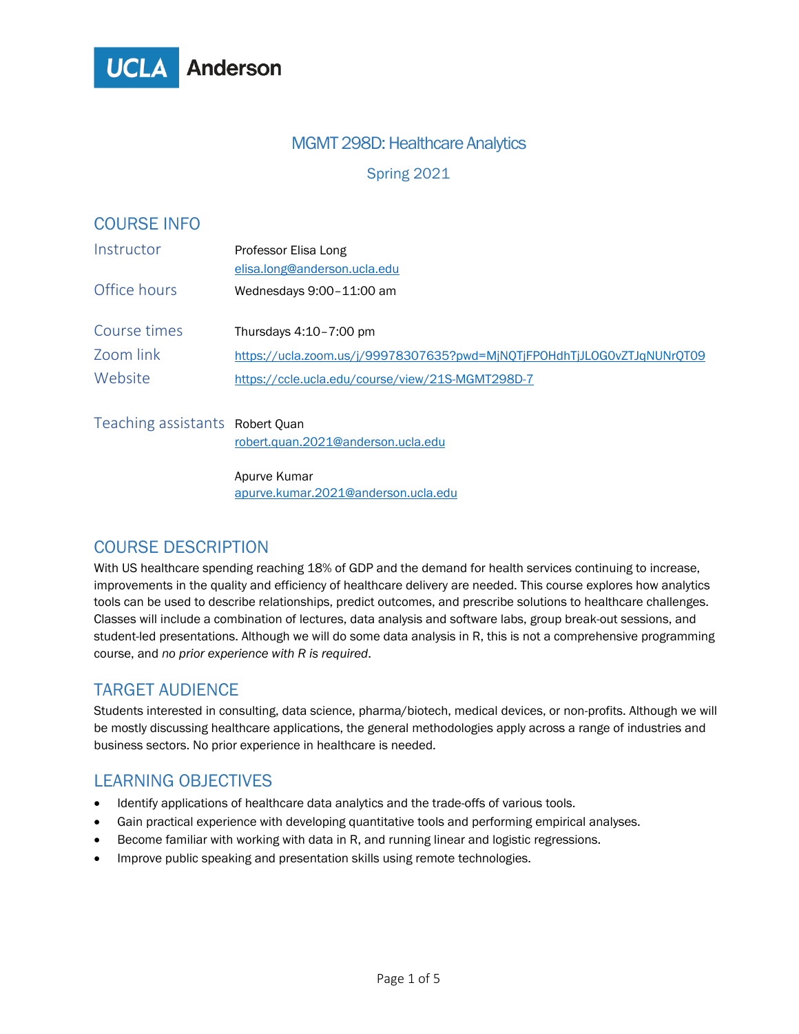UCLA Anderson

# MGMT 298D: Healthcare Analytics

Spring 2021

## COURSE INFO

| | |
|---|---|
| Instructor | Professor Elisa Long<br>elisa.long@anderson.ucla.edu |
| Office hours | Wednesdays 9:00–11:00 am |
| Course times | Thursdays 4:10–7:00 pm |
| Zoom link | https://ucla.zoom.us/j/99978307635?pwd=MjNQTjFPOHdhTjJLOG0vZTJqNUNrQT09 |
| Website | https://ccle.ucla.edu/course/view/21S-MGMT298D-7 |
| Teaching assistants | Robert Quan<br>robert.quan.2021@anderson.ucla.edu<br><br>Apurve Kumar<br>apurve.kumar.2021@anderson.ucla.edu |

## COURSE DESCRIPTION

With US healthcare spending reaching 18% of GDP and the demand for health services continuing to increase, improvements in the quality and efficiency of healthcare delivery are needed. This course explores how analytics tools can be used to describe relationships, predict outcomes, and prescribe solutions to healthcare challenges. Classes will include a combination of lectures, data analysis and software labs, group break-out sessions, and student-led presentations. Although we will do some data analysis in R, this is not a comprehensive programming course, and *no prior experience with R is required*.

## TARGET AUDIENCE

Students interested in consulting, data science, pharma/biotech, medical devices, or non-profits. Although we will be mostly discussing healthcare applications, the general methodologies apply across a range of industries and business sectors. No prior experience in healthcare is needed.

## LEARNING OBJECTIVES

- Identify applications of healthcare data analytics and the trade-offs of various tools.
- Gain practical experience with developing quantitative tools and performing empirical analyses.
- Become familiar with working with data in R, and running linear and logistic regressions.
- Improve public speaking and presentation skills using remote technologies.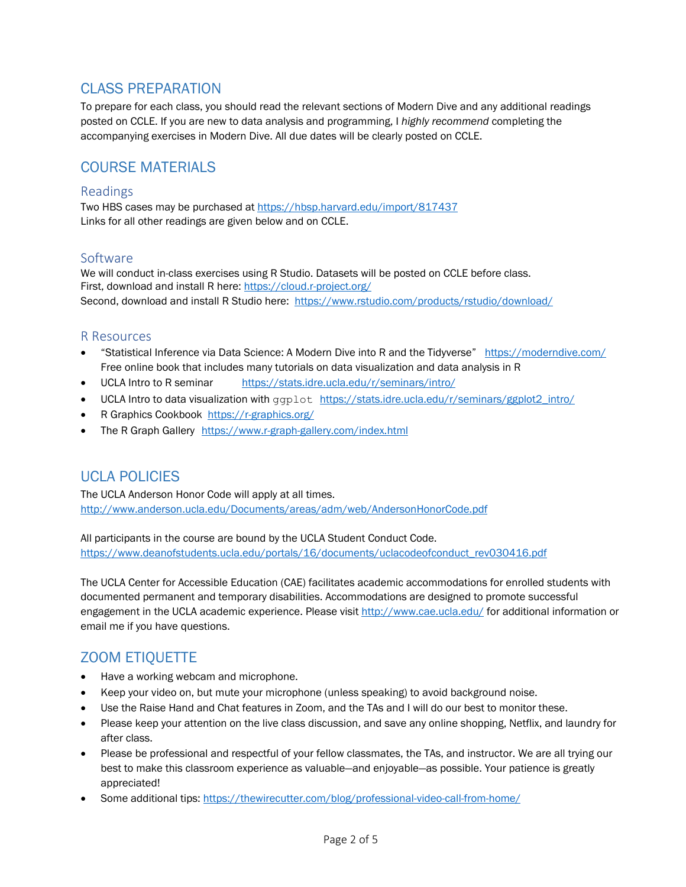## CLASS PREPARATION

To prepare for each class, you should read the relevant sections of Modern Dive and any additional readings posted on CCLE. If you are new to data analysis and programming, I *highly recommend* completing the accompanying exercises in Modern Dive. All due dates will be clearly posted on CCLE.

## COURSE MATERIALS

### Readings

Two HBS cases may be purchased at https://hbsp.harvard.edu/import/817437
Links for all other readings are given below and on CCLE.

### Software

We will conduct in-class exercises using R Studio. Datasets will be posted on CCLE before class.
First, download and install R here: https://cloud.r-project.org/
Second, download and install R Studio here: https://www.rstudio.com/products/rstudio/download/

### R Resources

- "Statistical Inference via Data Science: A Modern Dive into R and the Tidyverse" https://moderndive.com/
  Free online book that includes many tutorials on data visualization and data analysis in R
- UCLA Intro to R seminar https://stats.idre.ucla.edu/r/seminars/intro/
- UCLA Intro to data visualization with `ggplot` https://stats.idre.ucla.edu/r/seminars/ggplot2_intro/
- R Graphics Cookbook https://r-graphics.org/
- The R Graph Gallery https://www.r-graph-gallery.com/index.html

## UCLA POLICIES

The UCLA Anderson Honor Code will apply at all times.
http://www.anderson.ucla.edu/Documents/areas/adm/web/AndersonHonorCode.pdf

All participants in the course are bound by the UCLA Student Conduct Code.
https://www.deanofstudents.ucla.edu/portals/16/documents/uclacodeofconduct_rev030416.pdf

The UCLA Center for Accessible Education (CAE) facilitates academic accommodations for enrolled students with documented permanent and temporary disabilities. Accommodations are designed to promote successful engagement in the UCLA academic experience. Please visit http://www.cae.ucla.edu/ for additional information or email me if you have questions.

## ZOOM ETIQUETTE

- Have a working webcam and microphone.
- Keep your video on, but mute your microphone (unless speaking) to avoid background noise.
- Use the Raise Hand and Chat features in Zoom, and the TAs and I will do our best to monitor these.
- Please keep your attention on the live class discussion, and save any online shopping, Netflix, and laundry for after class.
- Please be professional and respectful of your fellow classmates, the TAs, and instructor. We are all trying our best to make this classroom experience as valuable—and enjoyable—as possible. Your patience is greatly appreciated!
- Some additional tips: https://thewirecutter.com/blog/professional-video-call-from-home/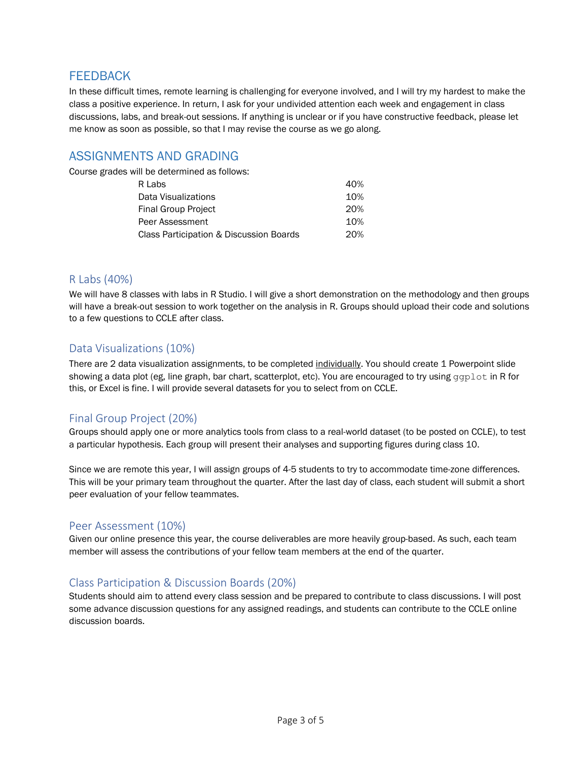## FEEDBACK

In these difficult times, remote learning is challenging for everyone involved, and I will try my hardest to make the class a positive experience. In return, I ask for your undivided attention each week and engagement in class discussions, labs, and break-out sessions. If anything is unclear or if you have constructive feedback, please let me know as soon as possible, so that I may revise the course as we go along.

## ASSIGNMENTS AND GRADING

Course grades will be determined as follows:

| Component | Weight |
| --- | --- |
| R Labs | 40% |
| Data Visualizations | 10% |
| Final Group Project | 20% |
| Peer Assessment | 10% |
| Class Participation & Discussion Boards | 20% |

### R Labs (40%)

We will have 8 classes with labs in R Studio. I will give a short demonstration on the methodology and then groups will have a break-out session to work together on the analysis in R. Groups should upload their code and solutions to a few questions to CCLE after class.

### Data Visualizations (10%)

There are 2 data visualization assignments, to be completed <u>individually</u>. You should create 1 Powerpoint slide showing a data plot (eg, line graph, bar chart, scatterplot, etc). You are encouraged to try using `ggplot` in R for this, or Excel is fine. I will provide several datasets for you to select from on CCLE.

### Final Group Project (20%)

Groups should apply one or more analytics tools from class to a real-world dataset (to be posted on CCLE), to test a particular hypothesis. Each group will present their analyses and supporting figures during class 10.

Since we are remote this year, I will assign groups of 4-5 students to try to accommodate time-zone differences. This will be your primary team throughout the quarter. After the last day of class, each student will submit a short peer evaluation of your fellow teammates.

### Peer Assessment (10%)

Given our online presence this year, the course deliverables are more heavily group-based. As such, each team member will assess the contributions of your fellow team members at the end of the quarter.

### Class Participation & Discussion Boards (20%)

Students should aim to attend every class session and be prepared to contribute to class discussions. I will post some advance discussion questions for any assigned readings, and students can contribute to the CCLE online discussion boards.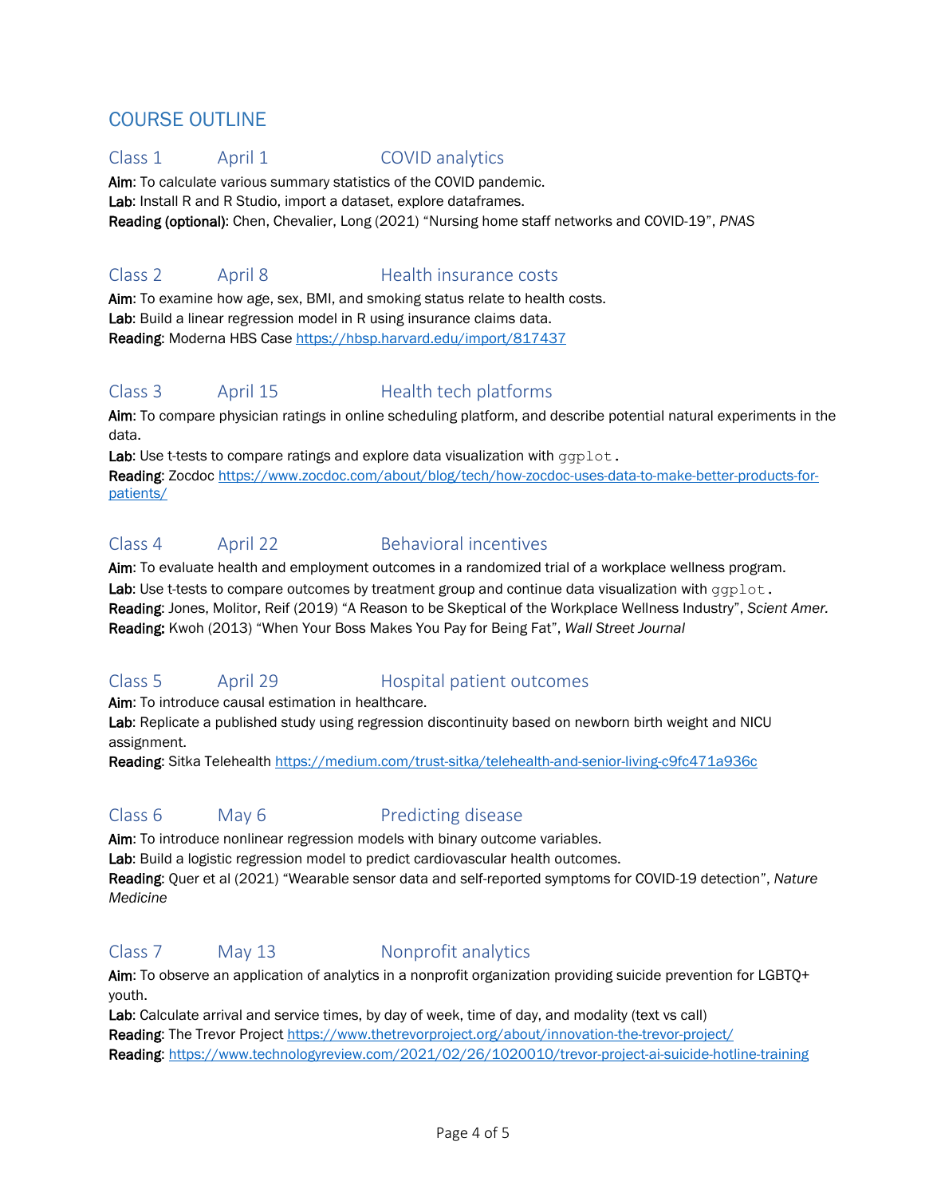## COURSE OUTLINE

### Class 1 April 1 COVID analytics

**Aim**: To calculate various summary statistics of the COVID pandemic.
**Lab**: Install R and R Studio, import a dataset, explore dataframes.
**Reading (optional)**: Chen, Chevalier, Long (2021) "Nursing home staff networks and COVID-19", *PNAS*

### Class 2 April 8 Health insurance costs

**Aim**: To examine how age, sex, BMI, and smoking status relate to health costs.
**Lab**: Build a linear regression model in R using insurance claims data.
**Reading**: Moderna HBS Case https://hbsp.harvard.edu/import/817437

### Class 3 April 15 Health tech platforms

**Aim**: To compare physician ratings in online scheduling platform, and describe potential natural experiments in the data.
**Lab**: Use t-tests to compare ratings and explore data visualization with `ggplot`.
**Reading**: Zocdoc https://www.zocdoc.com/about/blog/tech/how-zocdoc-uses-data-to-make-better-products-for-patients/

### Class 4 April 22 Behavioral incentives

**Aim**: To evaluate health and employment outcomes in a randomized trial of a workplace wellness program.
**Lab**: Use t-tests to compare outcomes by treatment group and continue data visualization with `ggplot`.
**Reading**: Jones, Molitor, Reif (2019) "A Reason to be Skeptical of the Workplace Wellness Industry", *Scient Amer.*
**Reading:** Kwoh (2013) "When Your Boss Makes You Pay for Being Fat", *Wall Street Journal*

### Class 5 April 29 Hospital patient outcomes

**Aim**: To introduce causal estimation in healthcare.
**Lab**: Replicate a published study using regression discontinuity based on newborn birth weight and NICU assignment.
**Reading**: Sitka Telehealth https://medium.com/trust-sitka/telehealth-and-senior-living-c9fc471a936c

### Class 6 May 6 Predicting disease

**Aim**: To introduce nonlinear regression models with binary outcome variables.
**Lab**: Build a logistic regression model to predict cardiovascular health outcomes.
**Reading**: Quer et al (2021) "Wearable sensor data and self-reported symptoms for COVID-19 detection", *Nature Medicine*

### Class 7 May 13 Nonprofit analytics

**Aim**: To observe an application of analytics in a nonprofit organization providing suicide prevention for LGBTQ+ youth.
**Lab**: Calculate arrival and service times, by day of week, time of day, and modality (text vs call)
**Reading**: The Trevor Project https://www.thetrevorproject.org/about/innovation-the-trevor-project/
**Reading**: https://www.technologyreview.com/2021/02/26/1020010/trevor-project-ai-suicide-hotline-training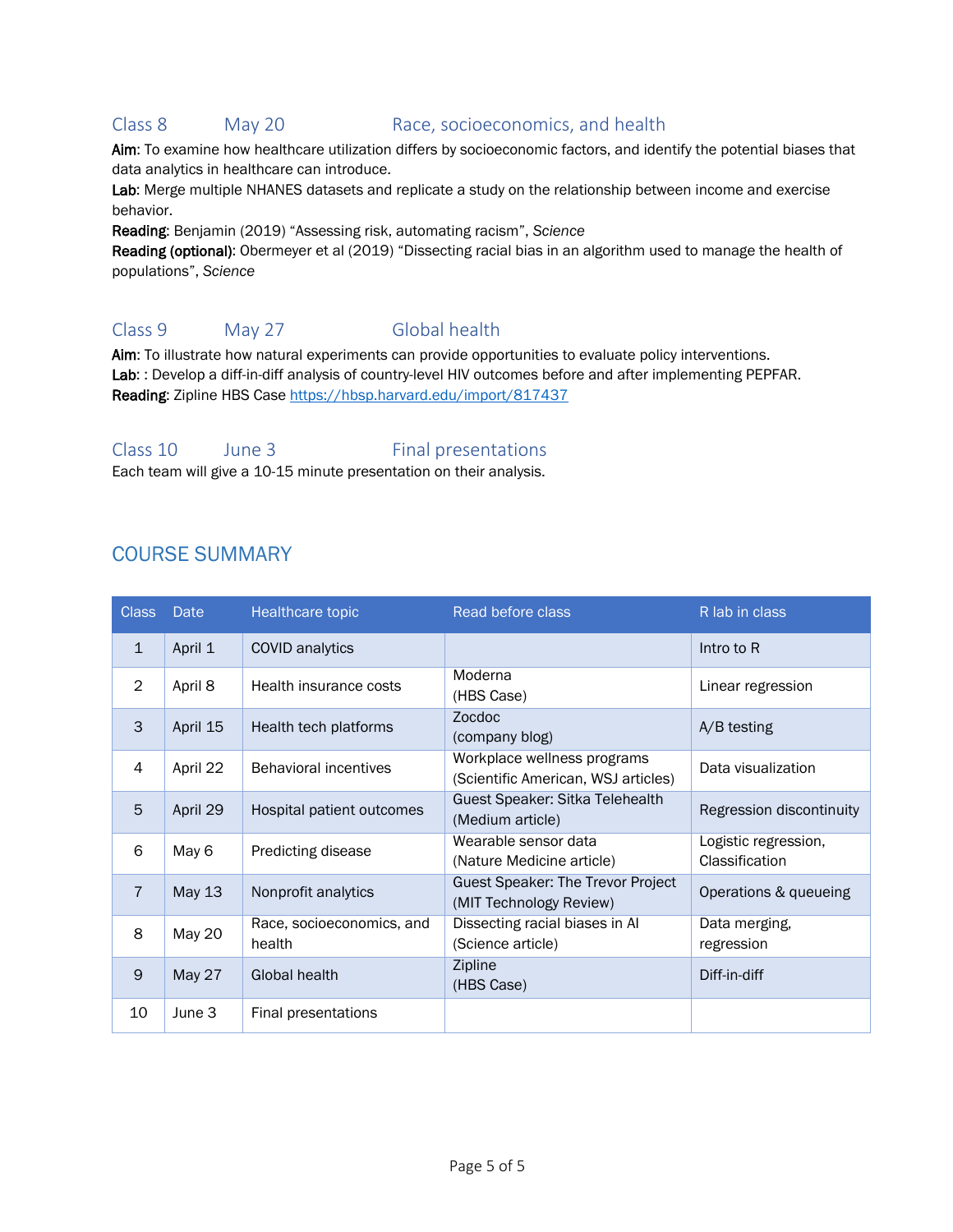### Class 8 May 20 Race, socioeconomics, and health

**Aim**: To examine how healthcare utilization differs by socioeconomic factors, and identify the potential biases that data analytics in healthcare can introduce.
**Lab**: Merge multiple NHANES datasets and replicate a study on the relationship between income and exercise behavior.
**Reading**: Benjamin (2019) "Assessing risk, automating racism", *Science*
**Reading (optional)**: Obermeyer et al (2019) "Dissecting racial bias in an algorithm used to manage the health of populations", *Science*

### Class 9 May 27 Global health

**Aim**: To illustrate how natural experiments can provide opportunities to evaluate policy interventions.
**Lab**: : Develop a diff-in-diff analysis of country-level HIV outcomes before and after implementing PEPFAR.
**Reading**: Zipline HBS Case https://hbsp.harvard.edu/import/817437

### Class 10 June 3 Final presentations

Each team will give a 10-15 minute presentation on their analysis.

## COURSE SUMMARY

| Class | Date | Healthcare topic | Read before class | R lab in class |
|---|---|---|---|---|
| 1 | April 1 | COVID analytics | | Intro to R |
| 2 | April 8 | Health insurance costs | Moderna (HBS Case) | Linear regression |
| 3 | April 15 | Health tech platforms | Zocdoc (company blog) | A/B testing |
| 4 | April 22 | Behavioral incentives | Workplace wellness programs (Scientific American, WSJ articles) | Data visualization |
| 5 | April 29 | Hospital patient outcomes | Guest Speaker: Sitka Telehealth (Medium article) | Regression discontinuity |
| 6 | May 6 | Predicting disease | Wearable sensor data (Nature Medicine article) | Logistic regression, Classification |
| 7 | May 13 | Nonprofit analytics | Guest Speaker: The Trevor Project (MIT Technology Review) | Operations & queueing |
| 8 | May 20 | Race, socioeconomics, and health | Dissecting racial biases in AI (Science article) | Data merging, regression |
| 9 | May 27 | Global health | Zipline (HBS Case) | Diff-in-diff |
| 10 | June 3 | Final presentations | | |